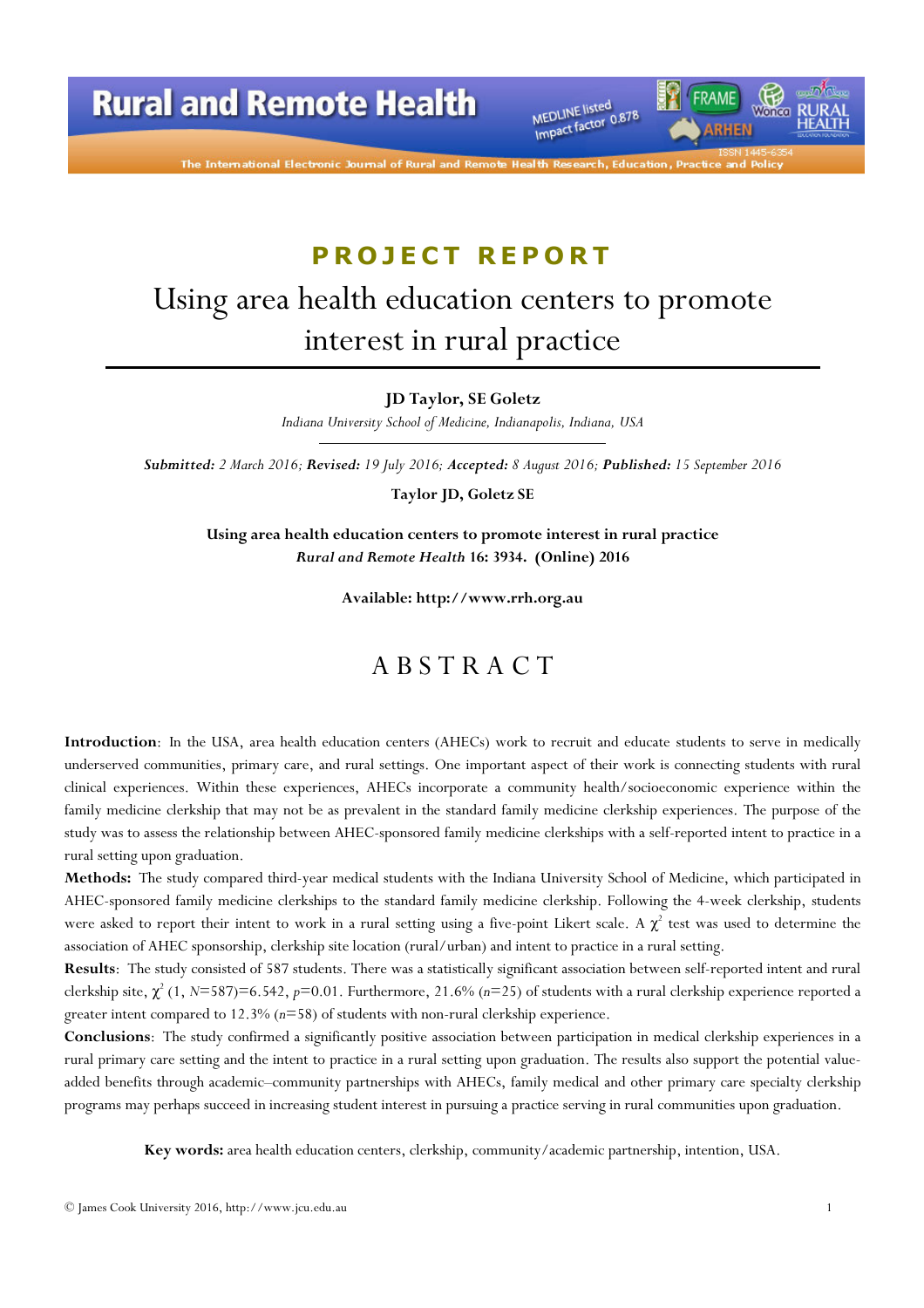PROJECT REPORT

# Using area health education centers to promote interest in rural practice

**JD Taylor, SE Goletz**

*Indiana University School of Medicine, Indianapolis, Indiana, USA*

***Submitted:*** *2 March 2016;* ***Revised:*** *19 July 2016;* ***Accepted:*** *8 August 2016;* ***Published:*** *15 September 2016*

**Taylor JD, Goletz SE**

**Using area health education centers to promote interest in rural practice**
***Rural and Remote Health*** **16: 3934. (Online) 2016**

**Available: http://www.rrh.org.au**

## ABSTRACT

**Introduction**: In the USA, area health education centers (AHECs) work to recruit and educate students to serve in medically underserved communities, primary care, and rural settings. One important aspect of their work is connecting students with rural clinical experiences. Within these experiences, AHECs incorporate a community health/socioeconomic experience within the family medicine clerkship that may not be as prevalent in the standard family medicine clerkship experiences. The purpose of the study was to assess the relationship between AHEC-sponsored family medicine clerkships with a self-reported intent to practice in a rural setting upon graduation.

**Methods:** The study compared third-year medical students with the Indiana University School of Medicine, which participated in AHEC-sponsored family medicine clerkships to the standard family medicine clerkship. Following the 4-week clerkship, students were asked to report their intent to work in a rural setting using a five-point Likert scale. A $\chi^2$ test was used to determine the association of AHEC sponsorship, clerkship site location (rural/urban) and intent to practice in a rural setting.

**Results**: The study consisted of 587 students. There was a statistically significant association between self-reported intent and rural clerkship site, $\chi^2$ (1, $N$=587)=6.542, $p$=0.01. Furthermore, 21.6% ($n$=25) of students with a rural clerkship experience reported a greater intent compared to 12.3% ($n$=58) of students with non-rural clerkship experience.

**Conclusions**: The study confirmed a significantly positive association between participation in medical clerkship experiences in a rural primary care setting and the intent to practice in a rural setting upon graduation. The results also support the potential value-added benefits through academic–community partnerships with AHECs, family medical and other primary care specialty clerkship programs may perhaps succeed in increasing student interest in pursuing a practice serving in rural communities upon graduation.

**Key words:** area health education centers, clerkship, community/academic partnership, intention, USA.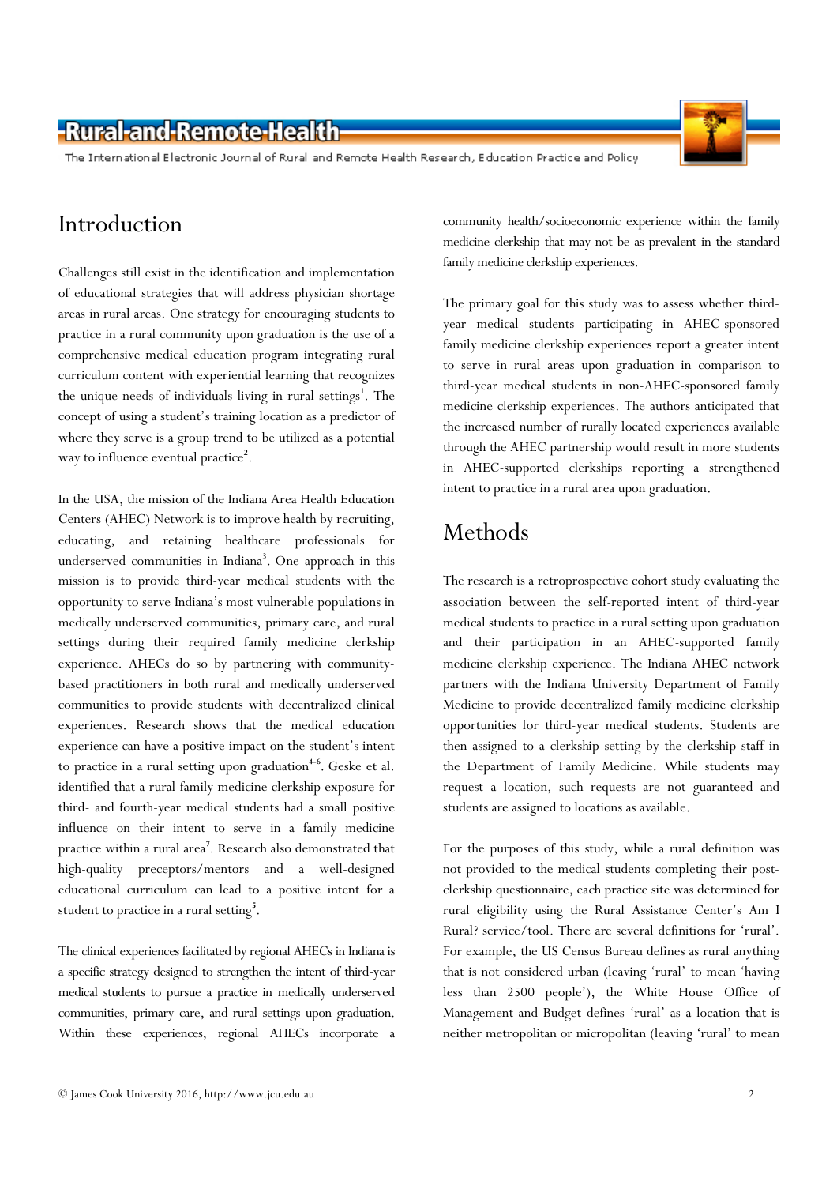# Introduction

Challenges still exist in the identification and implementation of educational strategies that will address physician shortage areas in rural areas. One strategy for encouraging students to practice in a rural community upon graduation is the use of a comprehensive medical education program integrating rural curriculum content with experiential learning that recognizes the unique needs of individuals living in rural settings[1]. The concept of using a student's training location as a predictor of where they serve is a group trend to be utilized as a potential way to influence eventual practice[2].

In the USA, the mission of the Indiana Area Health Education Centers (AHEC) Network is to improve health by recruiting, educating, and retaining healthcare professionals for underserved communities in Indiana[3]. One approach in this mission is to provide third-year medical students with the opportunity to serve Indiana's most vulnerable populations in medically underserved communities, primary care, and rural settings during their required family medicine clerkship experience. AHECs do so by partnering with community-based practitioners in both rural and medically underserved communities to provide students with decentralized clinical experiences. Research shows that the medical education experience can have a positive impact on the student's intent to practice in a rural setting upon graduation[4-6]. Geske et al. identified that a rural family medicine clerkship exposure for third- and fourth-year medical students had a small positive influence on their intent to serve in a family medicine practice within a rural area[7]. Research also demonstrated that high-quality preceptors/mentors and a well-designed educational curriculum can lead to a positive intent for a student to practice in a rural setting[5].

The clinical experiences facilitated by regional AHECs in Indiana is a specific strategy designed to strengthen the intent of third-year medical students to pursue a practice in medically underserved communities, primary care, and rural settings upon graduation. Within these experiences, regional AHECs incorporate a community health/socioeconomic experience within the family medicine clerkship that may not be as prevalent in the standard family medicine clerkship experiences.

The primary goal for this study was to assess whether third-year medical students participating in AHEC-sponsored family medicine clerkship experiences report a greater intent to serve in rural areas upon graduation in comparison to third-year medical students in non-AHEC-sponsored family medicine clerkship experiences. The authors anticipated that the increased number of rurally located experiences available through the AHEC partnership would result in more students in AHEC-supported clerkships reporting a strengthened intent to practice in a rural area upon graduation.

# Methods

The research is a retroprospective cohort study evaluating the association between the self-reported intent of third-year medical students to practice in a rural setting upon graduation and their participation in an AHEC-supported family medicine clerkship experience. The Indiana AHEC network partners with the Indiana University Department of Family Medicine to provide decentralized family medicine clerkship opportunities for third-year medical students. Students are then assigned to a clerkship setting by the clerkship staff in the Department of Family Medicine. While students may request a location, such requests are not guaranteed and students are assigned to locations as available.

For the purposes of this study, while a rural definition was not provided to the medical students completing their post-clerkship questionnaire, each practice site was determined for rural eligibility using the Rural Assistance Center's Am I Rural? service/tool. There are several definitions for 'rural'. For example, the US Census Bureau defines as rural anything that is not considered urban (leaving 'rural' to mean 'having less than 2500 people'), the White House Office of Management and Budget defines 'rural' as a location that is neither metropolitan or micropolitan (leaving 'rural' to mean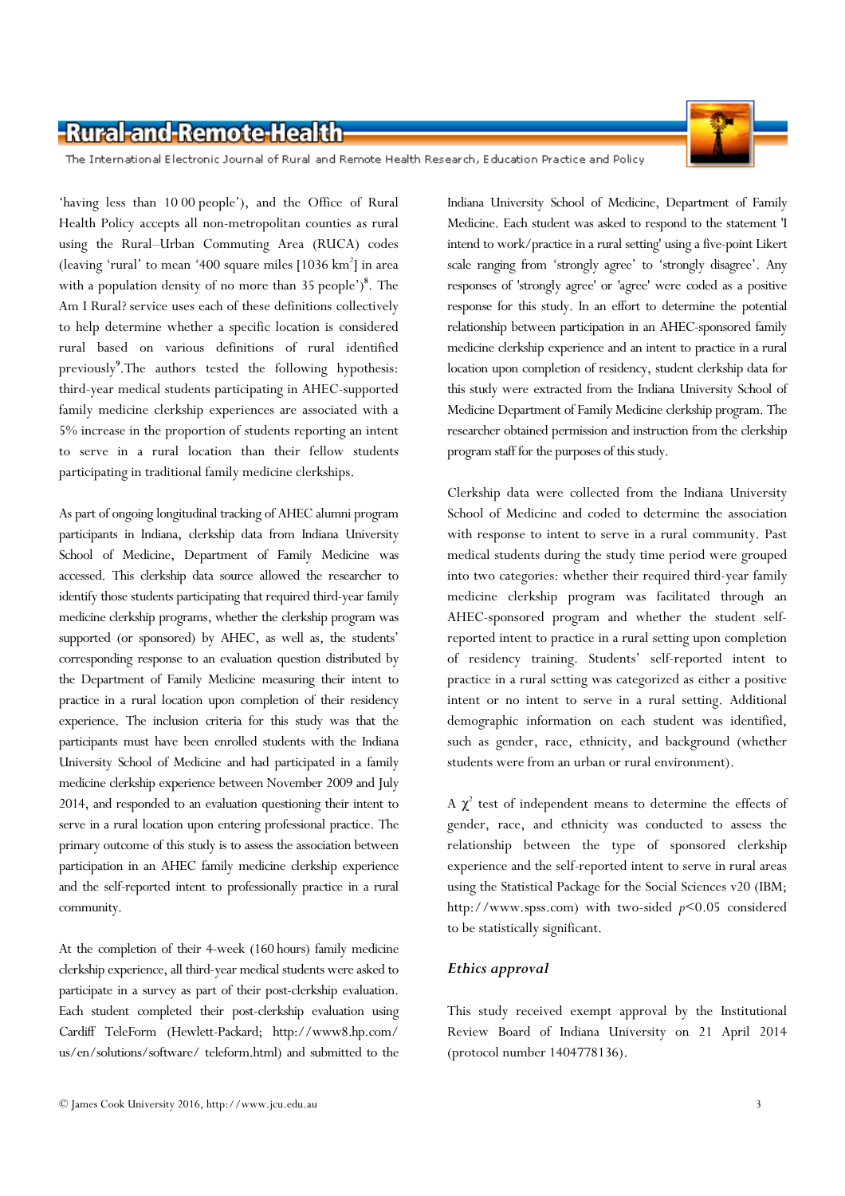'having less than 10 00 people'), and the Office of Rural Health Policy accepts all non-metropolitan counties as rural using the Rural–Urban Commuting Area (RUCA) codes (leaving 'rural' to mean '400 square miles [1036 km$^2$] in area with a population density of no more than 35 people')[8]. The Am I Rural? service uses each of these definitions collectively to help determine whether a specific location is considered rural based on various definitions of rural identified previously[9].The authors tested the following hypothesis: third-year medical students participating in AHEC-supported family medicine clerkship experiences are associated with a 5% increase in the proportion of students reporting an intent to serve in a rural location than their fellow students participating in traditional family medicine clerkships.

As part of ongoing longitudinal tracking of AHEC alumni program participants in Indiana, clerkship data from Indiana University School of Medicine, Department of Family Medicine was accessed. This clerkship data source allowed the researcher to identify those students participating that required third-year family medicine clerkship programs, whether the clerkship program was supported (or sponsored) by AHEC, as well as, the students' corresponding response to an evaluation question distributed by the Department of Family Medicine measuring their intent to practice in a rural location upon completion of their residency experience. The inclusion criteria for this study was that the participants must have been enrolled students with the Indiana University School of Medicine and had participated in a family medicine clerkship experience between November 2009 and July 2014, and responded to an evaluation questioning their intent to serve in a rural location upon entering professional practice. The primary outcome of this study is to assess the association between participation in an AHEC family medicine clerkship experience and the self-reported intent to professionally practice in a rural community.

At the completion of their 4-week (160 hours) family medicine clerkship experience, all third-year medical students were asked to participate in a survey as part of their post-clerkship evaluation. Each student completed their post-clerkship evaluation using Cardiff TeleForm (Hewlett-Packard; http://www8.hp.com/us/en/solutions/software/ teleform.html) and submitted to the Indiana University School of Medicine, Department of Family Medicine. Each student was asked to respond to the statement 'I intend to work/practice in a rural setting' using a five-point Likert scale ranging from 'strongly agree' to 'strongly disagree'. Any responses of 'strongly agree' or 'agree' were coded as a positive response for this study. In an effort to determine the potential relationship between participation in an AHEC-sponsored family medicine clerkship experience and an intent to practice in a rural location upon completion of residency, student clerkship data for this study were extracted from the Indiana University School of Medicine Department of Family Medicine clerkship program. The researcher obtained permission and instruction from the clerkship program staff for the purposes of this study.

Clerkship data were collected from the Indiana University School of Medicine and coded to determine the association with response to intent to serve in a rural community. Past medical students during the study time period were grouped into two categories: whether their required third-year family medicine clerkship program was facilitated through an AHEC-sponsored program and whether the student self-reported intent to practice in a rural setting upon completion of residency training. Students' self-reported intent to practice in a rural setting was categorized as either a positive intent or no intent to serve in a rural setting. Additional demographic information on each student was identified, such as gender, race, ethnicity, and background (whether students were from an urban or rural environment).

A $\chi^2$ test of independent means to determine the effects of gender, race, and ethnicity was conducted to assess the relationship between the type of sponsored clerkship experience and the self-reported intent to serve in rural areas using the Statistical Package for the Social Sciences v20 (IBM; http://www.spss.com) with two-sided $p<0.05$ considered to be statistically significant.

### *Ethics approval*

This study received exempt approval by the Institutional Review Board of Indiana University on 21 April 2014 (protocol number 1404778136).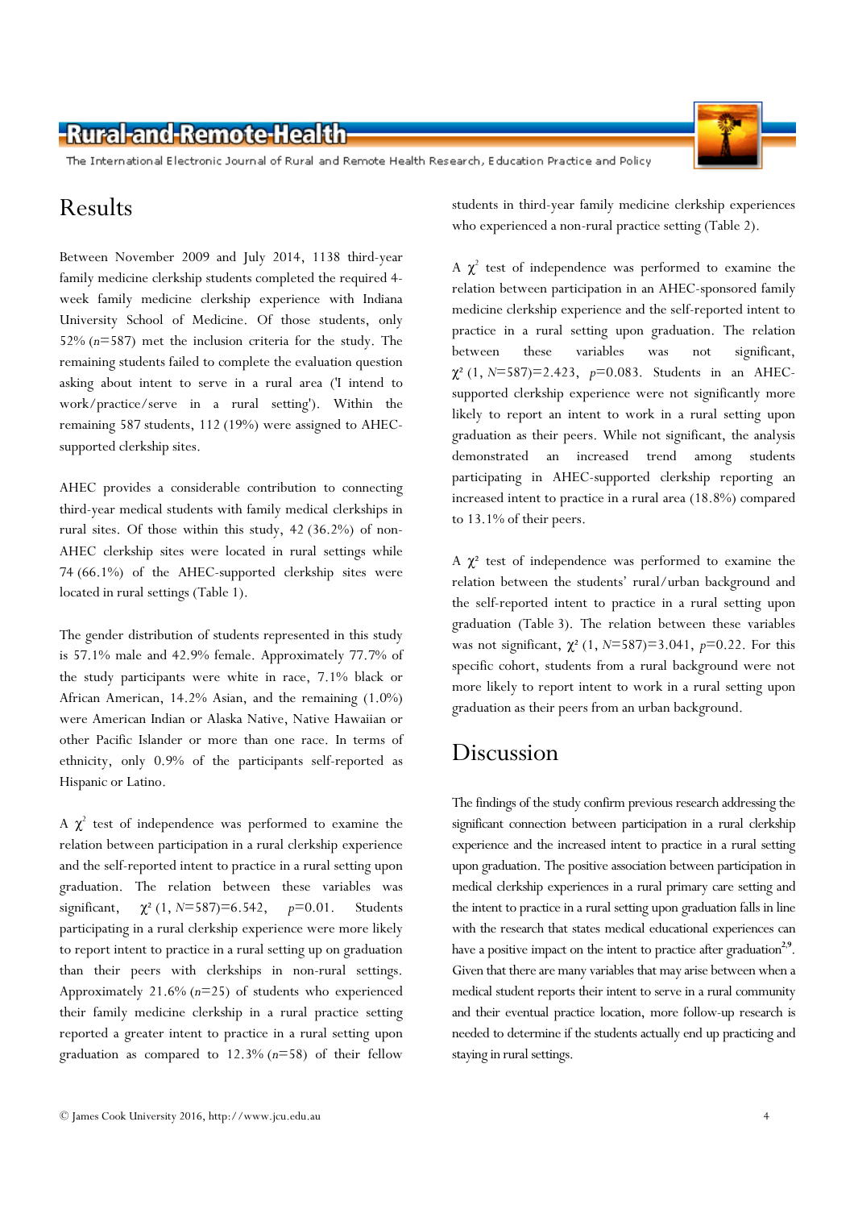# Results

Between November 2009 and July 2014, 1138 third-year family medicine clerkship students completed the required 4-week family medicine clerkship experience with Indiana University School of Medicine. Of those students, only 52% ($n$=587) met the inclusion criteria for the study. The remaining students failed to complete the evaluation question asking about intent to serve in a rural area ('I intend to work/practice/serve in a rural setting'). Within the remaining 587 students, 112 (19%) were assigned to AHEC-supported clerkship sites.

AHEC provides a considerable contribution to connecting third-year medical students with family medical clerkships in rural sites. Of those within this study, 42 (36.2%) of non-AHEC clerkship sites were located in rural settings while 74 (66.1%) of the AHEC-supported clerkship sites were located in rural settings (Table 1).

The gender distribution of students represented in this study is 57.1% male and 42.9% female. Approximately 77.7% of the study participants were white in race, 7.1% black or African American, 14.2% Asian, and the remaining (1.0%) were American Indian or Alaska Native, Native Hawaiian or other Pacific Islander or more than one race. In terms of ethnicity, only 0.9% of the participants self-reported as Hispanic or Latino.

A $\chi^2$ test of independence was performed to examine the relation between participation in a rural clerkship experience and the self-reported intent to practice in a rural setting upon graduation. The relation between these variables was significant, $\chi^2$ (1, $N$=587)=6.542, $p$=0.01. Students participating in a rural clerkship experience were more likely to report intent to practice in a rural setting up on graduation than their peers with clerkships in non-rural settings. Approximately 21.6% ($n$=25) of students who experienced their family medicine clerkship in a rural practice setting reported a greater intent to practice in a rural setting upon graduation as compared to 12.3% ($n$=58) of their fellow students in third-year family medicine clerkship experiences who experienced a non-rural practice setting (Table 2).

A $\chi^2$ test of independence was performed to examine the relation between participation in an AHEC-sponsored family medicine clerkship experience and the self-reported intent to practice in a rural setting upon graduation. The relation between these variables was not significant, $\chi^2$ (1, $N$=587)=2.423, $p$=0.083. Students in an AHEC-supported clerkship experience were not significantly more likely to report an intent to work in a rural setting upon graduation as their peers. While not significant, the analysis demonstrated an increased trend among students participating in AHEC-supported clerkship reporting an increased intent to practice in a rural area (18.8%) compared to 13.1% of their peers.

A $\chi^2$ test of independence was performed to examine the relation between the students' rural/urban background and the self-reported intent to practice in a rural setting upon graduation (Table 3). The relation between these variables was not significant, $\chi^2$ (1, $N$=587)=3.041, $p$=0.22. For this specific cohort, students from a rural background were not more likely to report intent to work in a rural setting upon graduation as their peers from an urban background.

# Discussion

The findings of the study confirm previous research addressing the significant connection between participation in a rural clerkship experience and the increased intent to practice in a rural setting upon graduation. The positive association between participation in medical clerkship experiences in a rural primary care setting and the intent to practice in a rural setting upon graduation falls in line with the research that states medical educational experiences can have a positive impact on the intent to practice after graduation[2,9]. Given that there are many variables that may arise between when a medical student reports their intent to serve in a rural community and their eventual practice location, more follow-up research is needed to determine if the students actually end up practicing and staying in rural settings.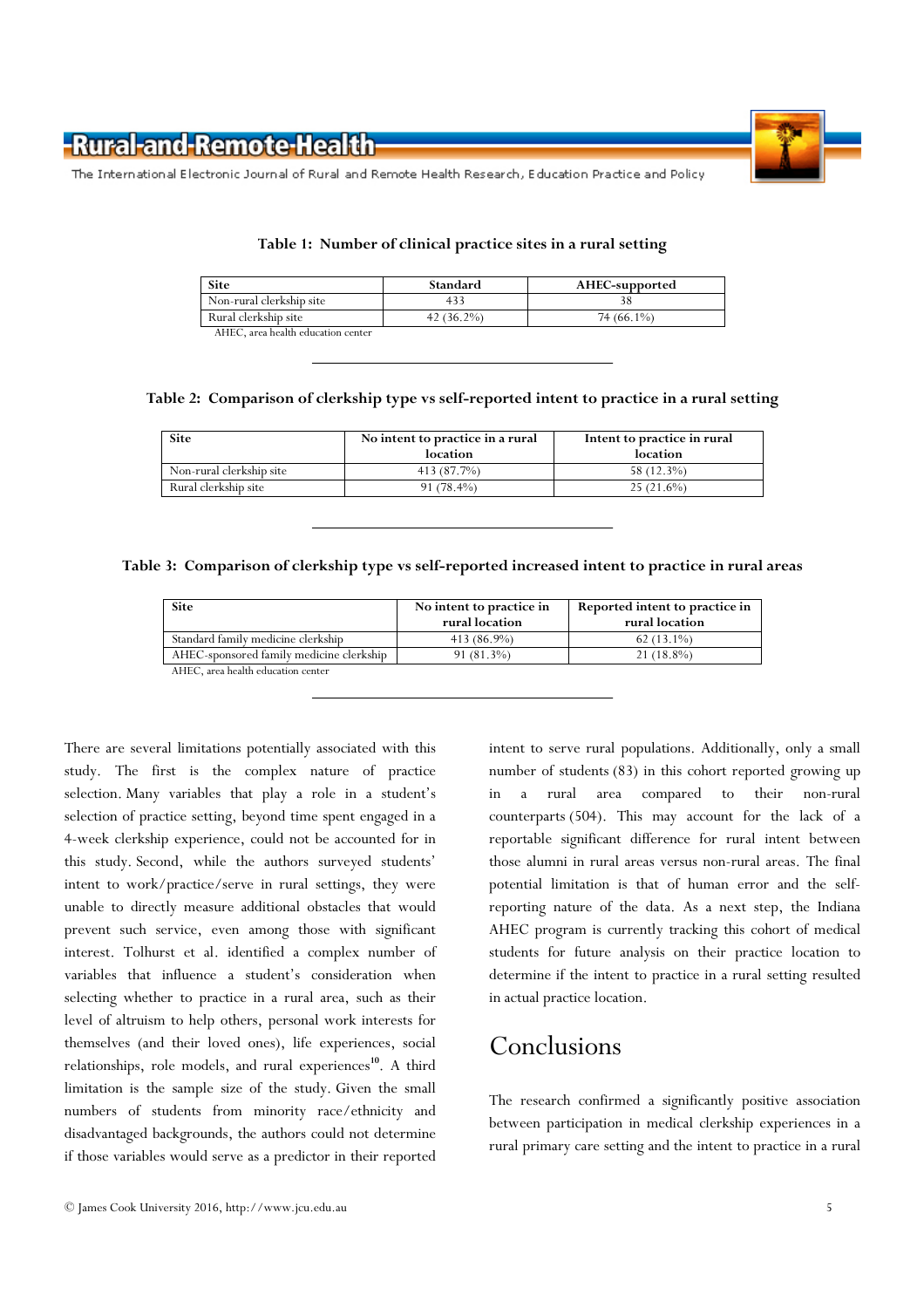**Table 1: Number of clinical practice sites in a rural setting**

| Site | Standard | AHEC-supported |
|---|---|---|
| Non-rural clerkship site | 433 | 38 |
| Rural clerkship site | 42 (36.2%) | 74 (66.1%) |

AHEC, area health education center

**Table 2: Comparison of clerkship type vs self-reported intent to practice in a rural setting**

| Site | No intent to practice in a rural location | Intent to practice in rural location |
|---|---|---|
| Non-rural clerkship site | 413 (87.7%) | 58 (12.3%) |
| Rural clerkship site | 91 (78.4%) | 25 (21.6%) |

**Table 3: Comparison of clerkship type vs self-reported increased intent to practice in rural areas**

| Site | No intent to practice in rural location | Reported intent to practice in rural location |
|---|---|---|
| Standard family medicine clerkship | 413 (86.9%) | 62 (13.1%) |
| AHEC-sponsored family medicine clerkship | 91 (81.3%) | 21 (18.8%) |

AHEC, area health education center

There are several limitations potentially associated with this study. The first is the complex nature of practice selection. Many variables that play a role in a student's selection of practice setting, beyond time spent engaged in a 4-week clerkship experience, could not be accounted for in this study. Second, while the authors surveyed students' intent to work/practice/serve in rural settings, they were unable to directly measure additional obstacles that would prevent such service, even among those with significant interest. Tolhurst et al. identified a complex number of variables that influence a student's consideration when selecting whether to practice in a rural area, such as their level of altruism to help others, personal work interests for themselves (and their loved ones), life experiences, social relationships, role models, and rural experiences[10]. A third limitation is the sample size of the study. Given the small numbers of students from minority race/ethnicity and disadvantaged backgrounds, the authors could not determine if those variables would serve as a predictor in their reported intent to serve rural populations. Additionally, only a small number of students (83) in this cohort reported growing up in a rural area compared to their non-rural counterparts (504). This may account for the lack of a reportable significant difference for rural intent between those alumni in rural areas versus non-rural areas. The final potential limitation is that of human error and the self-reporting nature of the data. As a next step, the Indiana AHEC program is currently tracking this cohort of medical students for future analysis on their practice location to determine if the intent to practice in a rural setting resulted in actual practice location.

# Conclusions

The research confirmed a significantly positive association between participation in medical clerkship experiences in a rural primary care setting and the intent to practice in a rural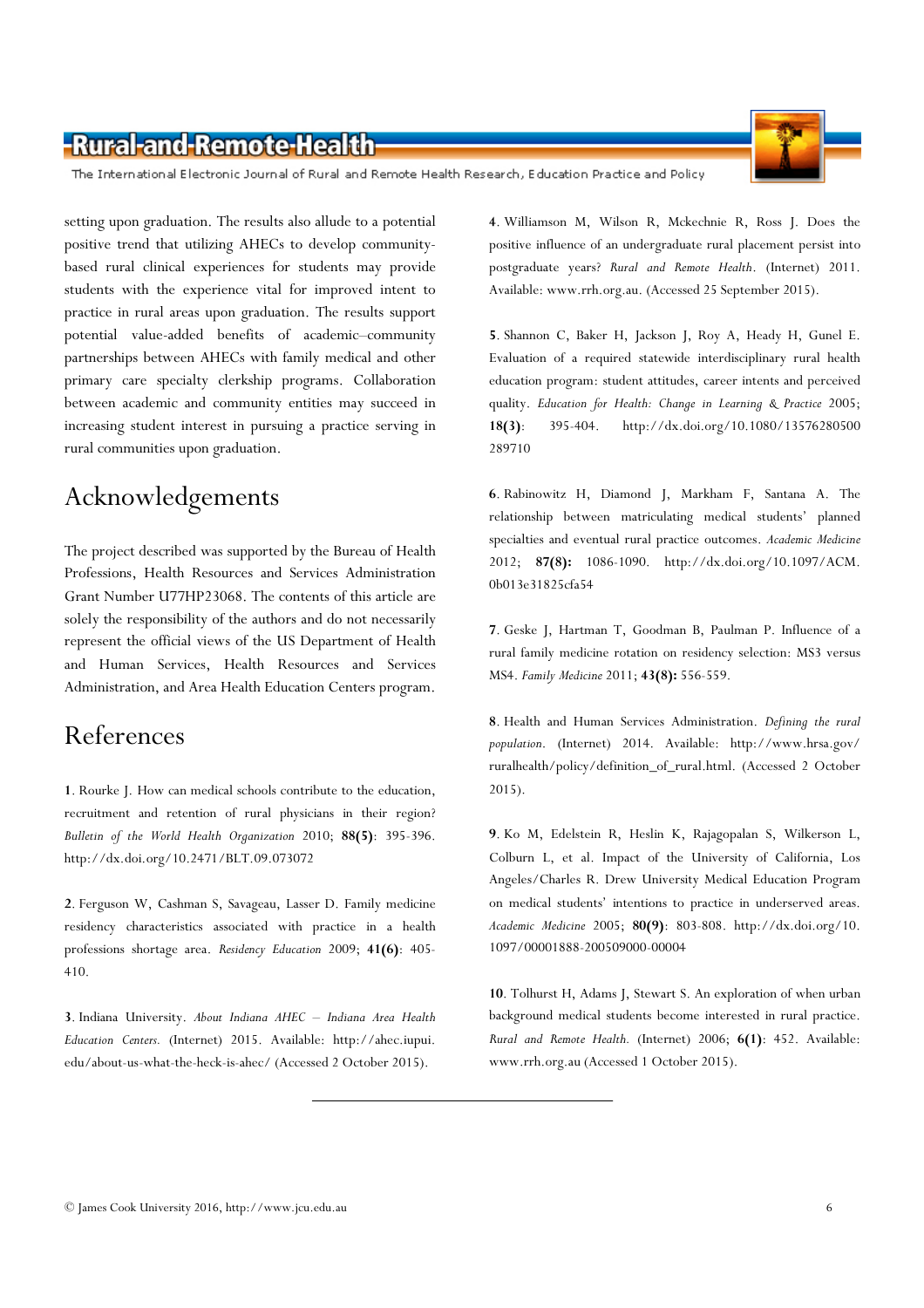setting upon graduation. The results also allude to a potential positive trend that utilizing AHECs to develop community-based rural clinical experiences for students may provide students with the experience vital for improved intent to practice in rural areas upon graduation. The results support potential value-added benefits of academic–community partnerships between AHECs with family medical and other primary care specialty clerkship programs. Collaboration between academic and community entities may succeed in increasing student interest in pursuing a practice serving in rural communities upon graduation.

# Acknowledgements

The project described was supported by the Bureau of Health Professions, Health Resources and Services Administration Grant Number U77HP23068. The contents of this article are solely the responsibility of the authors and do not necessarily represent the official views of the US Department of Health and Human Services, Health Resources and Services Administration, and Area Health Education Centers program.

# References

**1**. Rourke J. How can medical schools contribute to the education, recruitment and retention of rural physicians in their region? *Bulletin of the World Health Organization* 2010; **88(5)**: 395-396. http://dx.doi.org/10.2471/BLT.09.073072

**2**. Ferguson W, Cashman S, Savageau, Lasser D. Family medicine residency characteristics associated with practice in a health professions shortage area. *Residency Education* 2009; **41(6)**: 405-410.

**3**. Indiana University. *About Indiana AHEC – Indiana Area Health Education Centers.* (Internet) 2015. Available: http://ahec.iupui.edu/about-us-what-the-heck-is-ahec/ (Accessed 2 October 2015).

**4**. Williamson M, Wilson R, Mckechnie R, Ross J. Does the positive influence of an undergraduate rural placement persist into postgraduate years? *Rural and Remote Health*. (Internet) 2011. Available: www.rrh.org.au. (Accessed 25 September 2015).

**5**. Shannon C, Baker H, Jackson J, Roy A, Heady H, Gunel E. Evaluation of a required statewide interdisciplinary rural health education program: student attitudes, career intents and perceived quality. *Education for Health: Change in Learning & Practice* 2005; **18(3)**: 395-404. http://dx.doi.org/10.1080/13576280500289710

**6**. Rabinowitz H, Diamond J, Markham F, Santana A. The relationship between matriculating medical students' planned specialties and eventual rural practice outcomes. *Academic Medicine* 2012; **87(8):** 1086-1090. http://dx.doi.org/10.1097/ACM.0b013e31825cfa54

**7**. Geske J, Hartman T, Goodman B, Paulman P. Influence of a rural family medicine rotation on residency selection: MS3 versus MS4. *Family Medicine* 2011; **43(8)**: 556-559.

**8**. Health and Human Services Administration. *Defining the rural population*. (Internet) 2014. Available: http://www.hrsa.gov/ruralhealth/policy/definition_of_rural.html. (Accessed 2 October 2015).

**9**. Ko M, Edelstein R, Heslin K, Rajagopalan S, Wilkerson L, Colburn L, et al. Impact of the University of California, Los Angeles/Charles R. Drew University Medical Education Program on medical students' intentions to practice in underserved areas. *Academic Medicine* 2005; **80(9)**: 803-808. http://dx.doi.org/10.1097/00001888-200509000-00004

**10**. Tolhurst H, Adams J, Stewart S. An exploration of when urban background medical students become interested in rural practice. *Rural and Remote Health.* (Internet) 2006; **6(1)**: 452. Available: www.rrh.org.au (Accessed 1 October 2015).